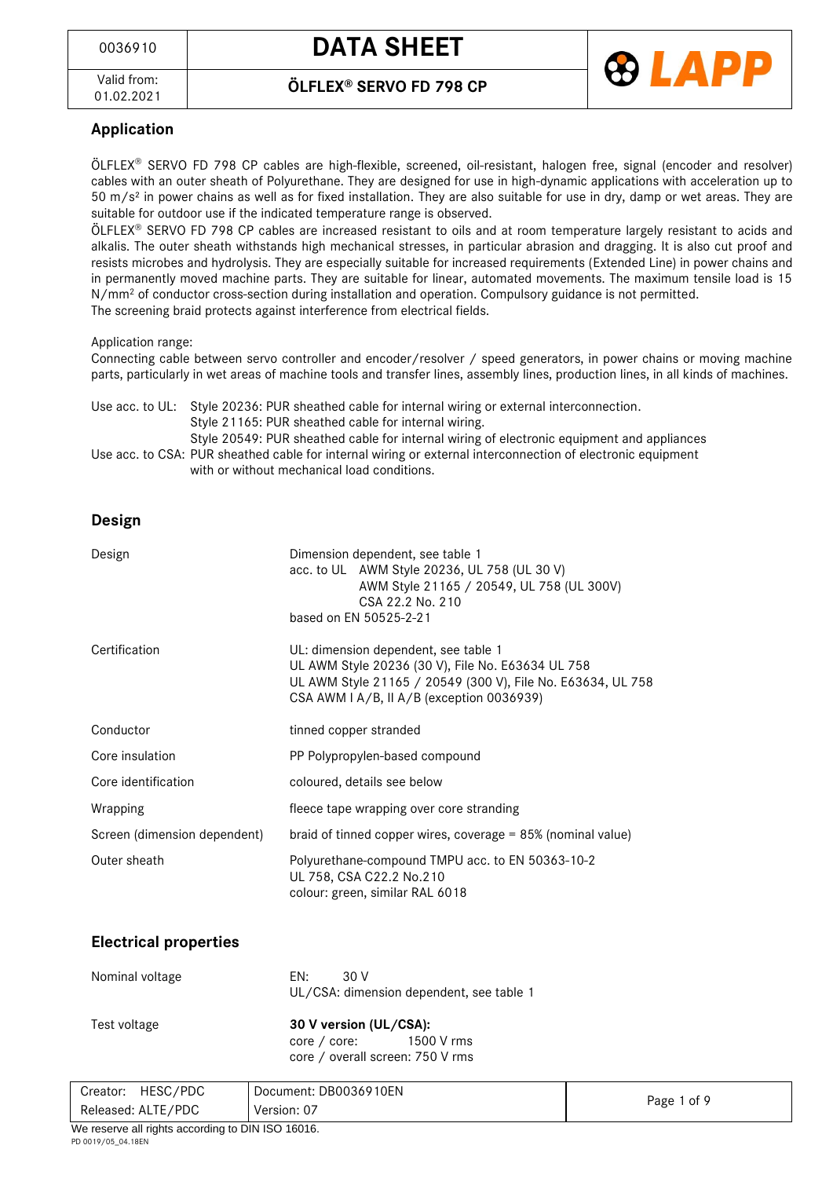| 0036910 | DATA SHEET |
|---|---|
| Valid from: 01.02.2021 | ÖLFLEX® SERVO FD 798 CP |

## Application

ÖLFLEX® SERVO FD 798 CP cables are high-flexible, screened, oil-resistant, halogen free, signal (encoder and resolver) cables with an outer sheath of Polyurethane. They are designed for use in high-dynamic applications with acceleration up to 50 m/s² in power chains as well as for fixed installation. They are also suitable for use in dry, damp or wet areas. They are suitable for outdoor use if the indicated temperature range is observed.
ÖLFLEX® SERVO FD 798 CP cables are increased resistant to oils and at room temperature largely resistant to acids and alkalis. The outer sheath withstands high mechanical stresses, in particular abrasion and dragging. It is also cut proof and resists microbes and hydrolysis. They are especially suitable for increased requirements (Extended Line) in power chains and in permanently moved machine parts. They are suitable for linear, automated movements. The maximum tensile load is 15 N/mm² of conductor cross-section during installation and operation. Compulsory guidance is not permitted.
The screening braid protects against interference from electrical fields.

Application range:
Connecting cable between servo controller and encoder/resolver / speed generators, in power chains or moving machine parts, particularly in wet areas of machine tools and transfer lines, assembly lines, production lines, in all kinds of machines.

Use acc. to UL: Style 20236: PUR sheathed cable for internal wiring or external interconnection.
Style 21165: PUR sheathed cable for internal wiring.
Style 20549: PUR sheathed cable for internal wiring of electronic equipment and appliances
Use acc. to CSA: PUR sheathed cable for internal wiring or external interconnection of electronic equipment with or without mechanical load conditions.

## Design

| | |
|---|---|
| Design | Dimension dependent, see table 1<br>acc. to UL AWM Style 20236, UL 758 (UL 30 V)<br>AWM Style 21165 / 20549, UL 758 (UL 300V)<br>CSA 22.2 No. 210<br>based on EN 50525-2-21 |
| Certification | UL: dimension dependent, see table 1<br>UL AWM Style 20236 (30 V), File No. E63634 UL 758<br>UL AWM Style 21165 / 20549 (300 V), File No. E63634, UL 758<br>CSA AWM I A/B, II A/B (exception 0036939) |
| Conductor | tinned copper stranded |
| Core insulation | PP Polypropylen-based compound |
| Core identification | coloured, details see below |
| Wrapping | fleece tape wrapping over core stranding |
| Screen (dimension dependent) | braid of tinned copper wires, coverage = 85% (nominal value) |
| Outer sheath | Polyurethane-compound TMPU acc. to EN 50363-10-2<br>UL 758, CSA C22.2 No.210<br>colour: green, similar RAL 6018 |

## Electrical properties

| | |
|---|---|
| Nominal voltage | EN: 30 V<br>UL/CSA: dimension dependent, see table 1 |
| Test voltage | **30 V version (UL/CSA):**<br>core / core: 1500 V rms<br>core / overall screen: 750 V rms |

| Creator: HESC/PDC | Document: DB0036910EN |
|---|---|
| Released: ALTE/PDC | Version: 07 |

We reserve all rights according to DIN ISO 16016.
PD 0019/05_04.18EN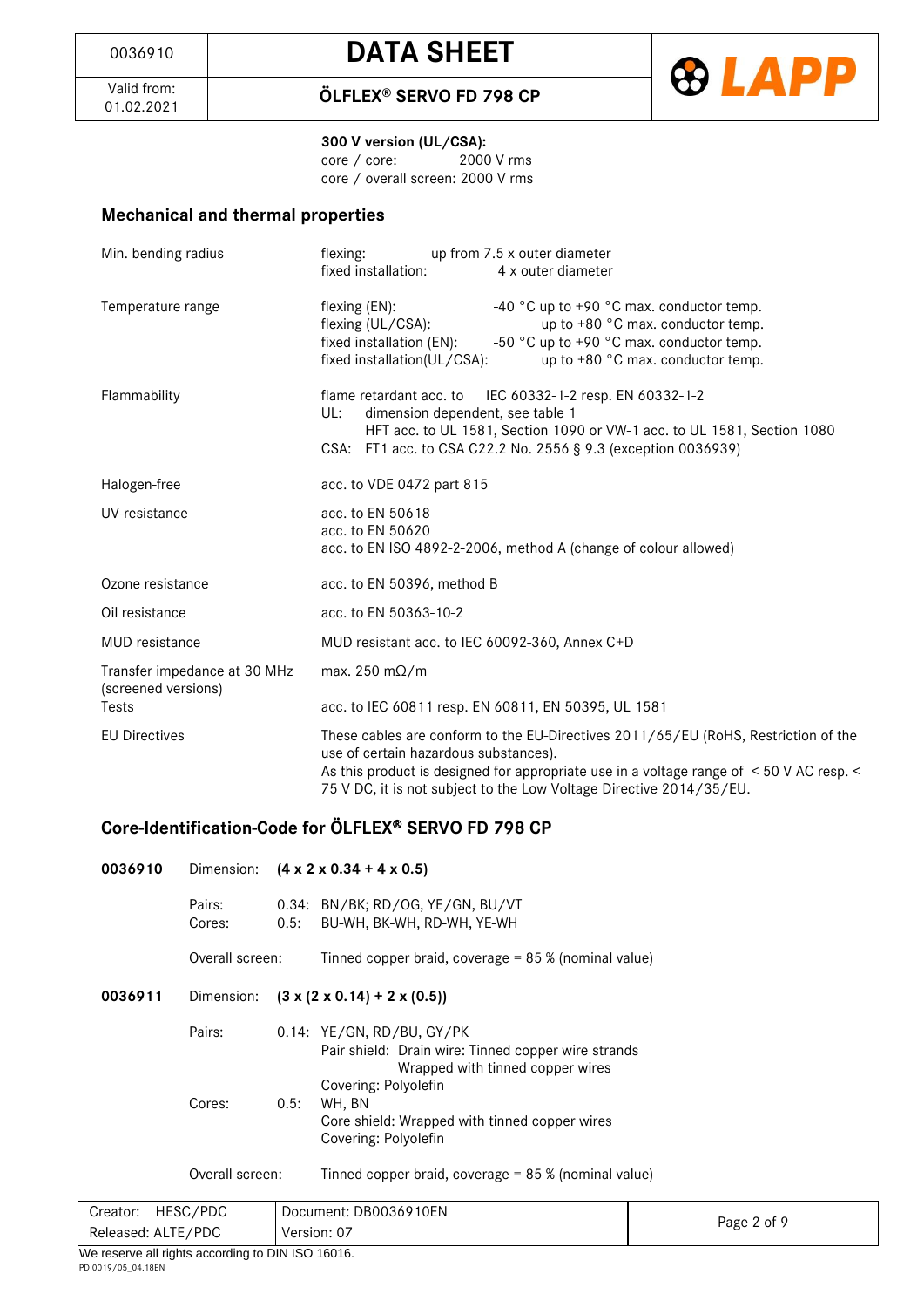**300 V version (UL/CSA):**
core / core: 2000 V rms
core / overall screen: 2000 V rms

## Mechanical and thermal properties

| | |
|---|---|
| Min. bending radius | flexing: up from 7.5 x outer diameter<br>fixed installation: 4 x outer diameter |
| Temperature range | flexing (EN): -40 °C up to +90 °C max. conductor temp.<br>flexing (UL/CSA): up to +80 °C max. conductor temp.<br>fixed installation (EN): -50 °C up to +90 °C max. conductor temp.<br>fixed installation(UL/CSA): up to +80 °C max. conductor temp. |
| Flammability | flame retardant acc. to IEC 60332-1-2 resp. EN 60332-1-2<br>UL: dimension dependent, see table 1<br>HFT acc. to UL 1581, Section 1090 or VW-1 acc. to UL 1581, Section 1080<br>CSA: FT1 acc. to CSA C22.2 No. 2556 § 9.3 (exception 0036939) |
| Halogen-free | acc. to VDE 0472 part 815 |
| UV-resistance | acc. to EN 50618<br>acc. to EN 50620<br>acc. to EN ISO 4892-2-2006, method A (change of colour allowed) |
| Ozone resistance | acc. to EN 50396, method B |
| Oil resistance | acc. to EN 50363-10-2 |
| MUD resistance | MUD resistant acc. to IEC 60092-360, Annex C+D |
| Transfer impedance at 30 MHz (screened versions) | max. 250 mΩ/m |
| Tests | acc. to IEC 60811 resp. EN 60811, EN 50395, UL 1581 |
| EU Directives | These cables are conform to the EU-Directives 2011/65/EU (RoHS, Restriction of the use of certain hazardous substances).<br>As this product is designed for appropriate use in a voltage range of < 50 V AC resp. < 75 V DC, it is not subject to the Low Voltage Directive 2014/35/EU. |

## Core-Identification-Code for ÖLFLEX® SERVO FD 798 CP

**0036910** Dimension: **(4 x 2 x 0.34 + 4 x 0.5)**

Pairs: 0.34: BN/BK; RD/OG, YE/GN, BU/VT
Cores: 0.5: BU-WH, BK-WH, RD-WH, YE-WH

Overall screen: Tinned copper braid, coverage = 85 % (nominal value)

**0036911** Dimension: **(3 x (2 x 0.14) + 2 x (0.5))**

Pairs: 0.14: YE/GN, RD/BU, GY/PK
Pair shield: Drain wire: Tinned copper wire strands
Wrapped with tinned copper wires
Covering: Polyolefin

Cores: 0.5: WH, BN
Core shield: Wrapped with tinned copper wires
Covering: Polyolefin

Overall screen: Tinned copper braid, coverage = 85 % (nominal value)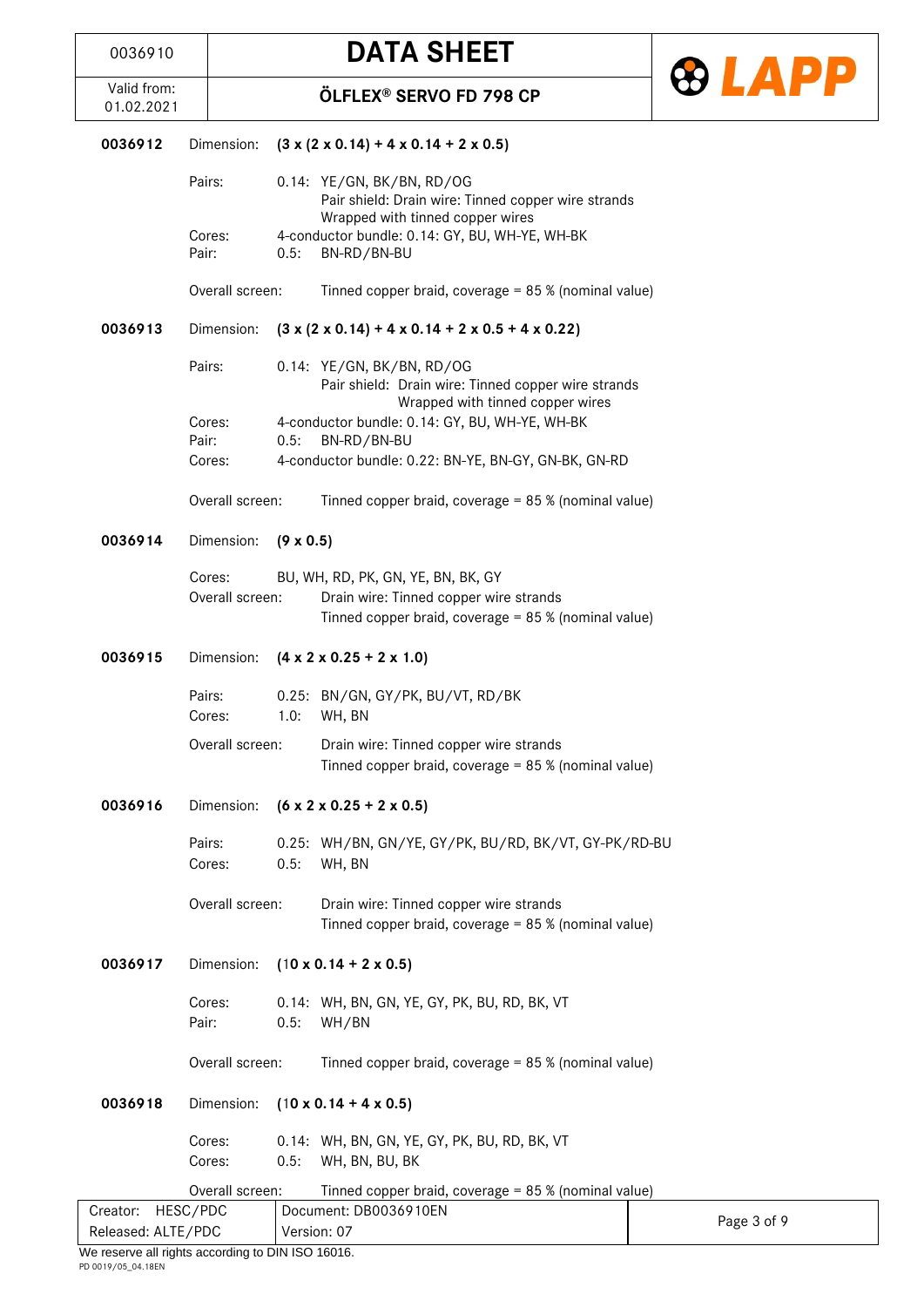**0036912** Dimension: **(3 x (2 x 0.14) + 4 x 0.14 + 2 x 0.5)**

Pairs: 0.14: YE/GN, BK/BN, RD/OG
Pair shield: Drain wire: Tinned copper wire strands
Wrapped with tinned copper wires
Cores: 4-conductor bundle: 0.14: GY, BU, WH-YE, WH-BK
Pair: 0.5: BN-RD/BN-BU

Overall screen: Tinned copper braid, coverage = 85 % (nominal value)

**0036913** Dimension: **(3 x (2 x 0.14) + 4 x 0.14 + 2 x 0.5 + 4 x 0.22)**

Pairs: 0.14: YE/GN, BK/BN, RD/OG
Pair shield: Drain wire: Tinned copper wire strands
Wrapped with tinned copper wires
Cores: 4-conductor bundle: 0.14: GY, BU, WH-YE, WH-BK
Pair: 0.5: BN-RD/BN-BU
Cores: 4-conductor bundle: 0.22: BN-YE, BN-GY, GN-BK, GN-RD

Overall screen: Tinned copper braid, coverage = 85 % (nominal value)

**0036914** Dimension: **(9 x 0.5)**

Cores: BU, WH, RD, PK, GN, YE, BN, BK, GY
Overall screen: Drain wire: Tinned copper wire strands
Tinned copper braid, coverage = 85 % (nominal value)

**0036915** Dimension: **(4 x 2 x 0.25 + 2 x 1.0)**

Pairs: 0.25: BN/GN, GY/PK, BU/VT, RD/BK
Cores: 1.0: WH, BN

Overall screen: Drain wire: Tinned copper wire strands
Tinned copper braid, coverage = 85 % (nominal value)

**0036916** Dimension: **(6 x 2 x 0.25 + 2 x 0.5)**

Pairs: 0.25: WH/BN, GN/YE, GY/PK, BU/RD, BK/VT, GY-PK/RD-BU
Cores: 0.5: WH, BN

Overall screen: Drain wire: Tinned copper wire strands
Tinned copper braid, coverage = 85 % (nominal value)

**0036917** Dimension: **(10 x 0.14 + 2 x 0.5)**

Cores: 0.14: WH, BN, GN, YE, GY, PK, BU, RD, BK, VT
Pair: 0.5: WH/BN

Overall screen: Tinned copper braid, coverage = 85 % (nominal value)

**0036918** Dimension: **(10 x 0.14 + 4 x 0.5)**

Cores: 0.14: WH, BN, GN, YE, GY, PK, BU, RD, BK, VT
Cores: 0.5: WH, BN, BU, BK

Overall screen: Tinned copper braid, coverage = 85 % (nominal value)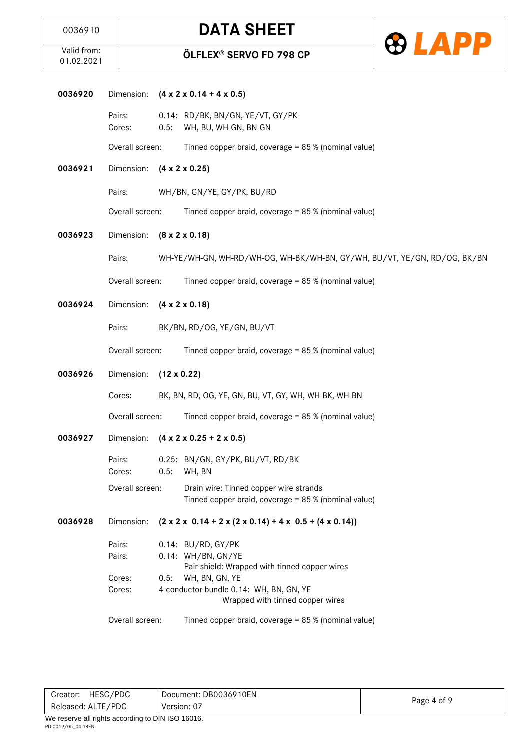**0036920** Dimension: **(4 x 2 x 0.14 + 4 x 0.5)**

Pairs: 0.14: RD/BK, BN/GN, YE/VT, GY/PK
Cores: 0.5: WH, BU, WH-GN, BN-GN

Overall screen: Tinned copper braid, coverage = 85 % (nominal value)

**0036921** Dimension: **(4 x 2 x 0.25)**

Pairs: WH/BN, GN/YE, GY/PK, BU/RD

Overall screen: Tinned copper braid, coverage = 85 % (nominal value)

**0036923** Dimension: **(8 x 2 x 0.18)**

Pairs: WH-YE/WH-GN, WH-RD/WH-OG, WH-BK/WH-BN, GY/WH, BU/VT, YE/GN, RD/OG, BK/BN

Overall screen: Tinned copper braid, coverage = 85 % (nominal value)

**0036924** Dimension: **(4 x 2 x 0.18)**

Pairs: BK/BN, RD/OG, YE/GN, BU/VT

Overall screen: Tinned copper braid, coverage = 85 % (nominal value)

**0036926** Dimension: **(12 x 0.22)**

Cores**:** BK, BN, RD, OG, YE, GN, BU, VT, GY, WH, WH-BK, WH-BN

Overall screen: Tinned copper braid, coverage = 85 % (nominal value)

**0036927** Dimension: **(4 x 2 x 0.25 + 2 x 0.5)**

Pairs: 0.25: BN/GN, GY/PK, BU/VT, RD/BK
Cores: 0.5: WH, BN

Overall screen: Drain wire: Tinned copper wire strands
Tinned copper braid, coverage = 85 % (nominal value)

**0036928** Dimension: **(2 x 2 x 0.14 + 2 x (2 x 0.14) + 4 x 0.5 + (4 x 0.14))**

Pairs: 0.14: BU/RD, GY/PK
Pairs: 0.14: WH/BN, GN/YE
Pair shield: Wrapped with tinned copper wires
Cores: 0.5: WH, BN, GN, YE
Cores: 4-conductor bundle 0.14: WH, BN, GN, YE
Wrapped with tinned copper wires

Overall screen: Tinned copper braid, coverage = 85 % (nominal value)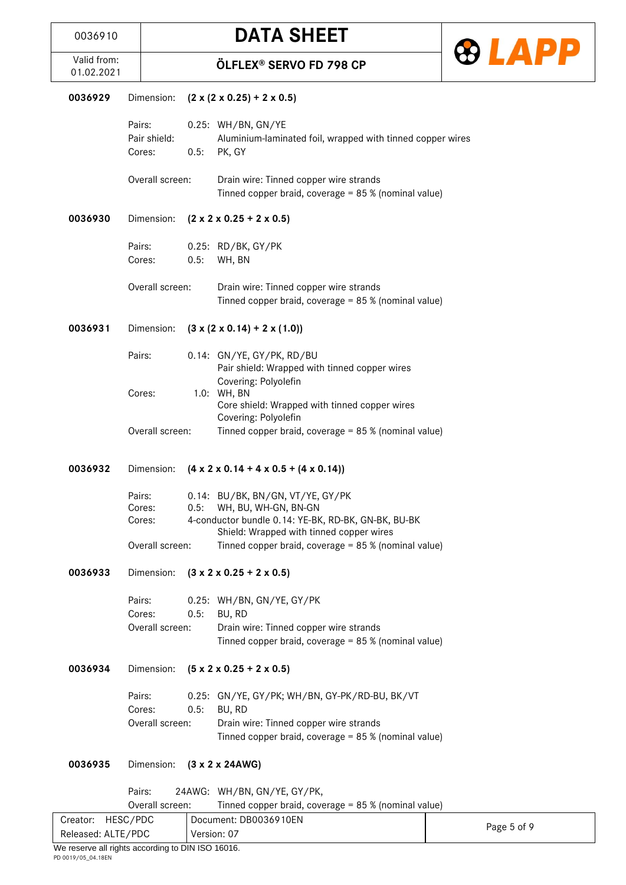**0036929** Dimension: **(2 x (2 x 0.25) + 2 x 0.5)**

Pairs: 0.25: WH/BN, GN/YE
Pair shield: Aluminium-laminated foil, wrapped with tinned copper wires
Cores: 0.5: PK, GY

Overall screen: Drain wire: Tinned copper wire strands
Tinned copper braid, coverage = 85 % (nominal value)

**0036930** Dimension: **(2 x 2 x 0.25 + 2 x 0.5)**

Pairs: 0.25: RD/BK, GY/PK
Cores: 0.5: WH, BN

Overall screen: Drain wire: Tinned copper wire strands
Tinned copper braid, coverage = 85 % (nominal value)

**0036931** Dimension: **(3 x (2 x 0.14) + 2 x (1.0))**

Pairs: 0.14: GN/YE, GY/PK, RD/BU
Pair shield: Wrapped with tinned copper wires
Covering: Polyolefin
Cores: 1.0: WH, BN
Core shield: Wrapped with tinned copper wires
Covering: Polyolefin
Overall screen: Tinned copper braid, coverage = 85 % (nominal value)

**0036932** Dimension: **(4 x 2 x 0.14 + 4 x 0.5 + (4 x 0.14))**

Pairs: 0.14: BU/BK, BN/GN, VT/YE, GY/PK
Cores: 0.5: WH, BU, WH-GN, BN-GN
Cores: 4-conductor bundle 0.14: YE-BK, RD-BK, GN-BK, BU-BK
Shield: Wrapped with tinned copper wires
Overall screen: Tinned copper braid, coverage = 85 % (nominal value)

**0036933** Dimension: **(3 x 2 x 0.25 + 2 x 0.5)**

Pairs: 0.25: WH/BN, GN/YE, GY/PK
Cores: 0.5: BU, RD
Overall screen: Drain wire: Tinned copper wire strands
Tinned copper braid, coverage = 85 % (nominal value)

**0036934** Dimension: **(5 x 2 x 0.25 + 2 x 0.5)**

Pairs: 0.25: GN/YE, GY/PK; WH/BN, GY-PK/RD-BU, BK/VT
Cores: 0.5: BU, RD
Overall screen: Drain wire: Tinned copper wire strands
Tinned copper braid, coverage = 85 % (nominal value)

**0036935** Dimension: **(3 x 2 x 24AWG)**

Pairs: 24AWG: WH/BN, GN/YE, GY/PK,
Overall screen: Tinned copper braid, coverage = 85 % (nominal value)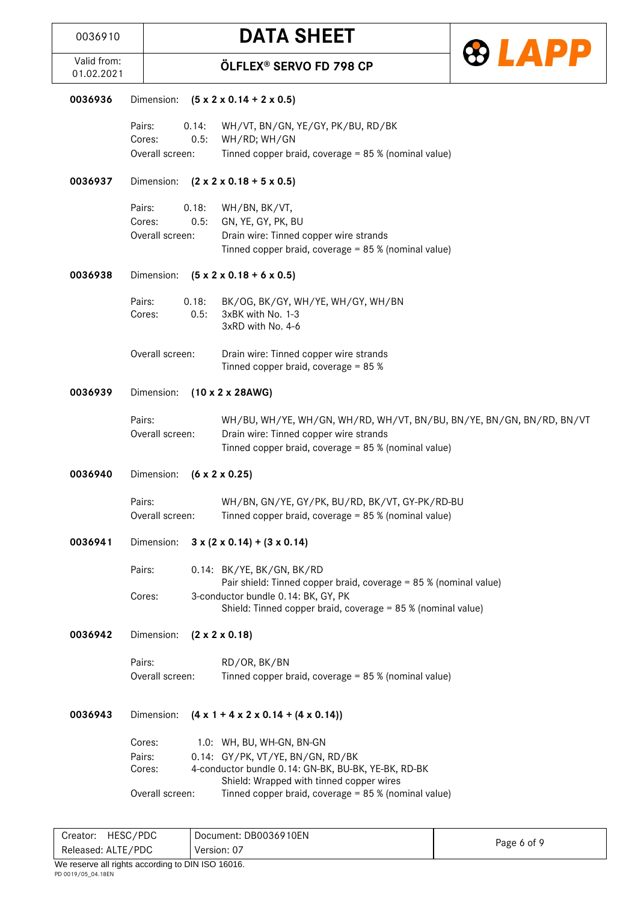**0036936** Dimension: **(5 x 2 x 0.14 + 2 x 0.5)**

Pairs: 0.14: WH/VT, BN/GN, YE/GY, PK/BU, RD/BK
Cores: 0.5: WH/RD; WH/GN
Overall screen: Tinned copper braid, coverage = 85 % (nominal value)

**0036937** Dimension: **(2 x 2 x 0.18 + 5 x 0.5)**

Pairs: 0.18: WH/BN, BK/VT,
Cores: 0.5: GN, YE, GY, PK, BU
Overall screen: Drain wire: Tinned copper wire strands
Tinned copper braid, coverage = 85 % (nominal value)

**0036938** Dimension: **(5 x 2 x 0.18 + 6 x 0.5)**

Pairs: 0.18: BK/OG, BK/GY, WH/YE, WH/GY, WH/BN
Cores: 0.5: 3xBK with No. 1-3
3xRD with No. 4-6

Overall screen: Drain wire: Tinned copper wire strands
Tinned copper braid, coverage = 85 %

**0036939** Dimension: **(10 x 2 x 28AWG)**

Pairs: WH/BU, WH/YE, WH/GN, WH/RD, WH/VT, BN/BU, BN/YE, BN/GN, BN/RD, BN/VT
Overall screen: Drain wire: Tinned copper wire strands
Tinned copper braid, coverage = 85 % (nominal value)

**0036940** Dimension: **(6 x 2 x 0.25)**

Pairs: WH/BN, GN/YE, GY/PK, BU/RD, BK/VT, GY-PK/RD-BU
Overall screen: Tinned copper braid, coverage = 85 % (nominal value)

**0036941** Dimension: **3 x (2 x 0.14) + (3 x 0.14)**

Pairs: 0.14: BK/YE, BK/GN, BK/RD
Pair shield: Tinned copper braid, coverage = 85 % (nominal value)
Cores: 3-conductor bundle 0.14: BK, GY, PK
Shield: Tinned copper braid, coverage = 85 % (nominal value)

**0036942** Dimension: **(2 x 2 x 0.18)**

Pairs: RD/OR, BK/BN
Overall screen: Tinned copper braid, coverage = 85 % (nominal value)

**0036943** Dimension: **(4 x 1 + 4 x 2 x 0.14 + (4 x 0.14))**

Cores: 1.0: WH, BU, WH-GN, BN-GN
Pairs: 0.14: GY/PK, VT/YE, BN/GN, RD/BK
Cores: 4-conductor bundle 0.14: GN-BK, BU-BK, YE-BK, RD-BK
Shield: Wrapped with tinned copper wires
Overall screen: Tinned copper braid, coverage = 85 % (nominal value)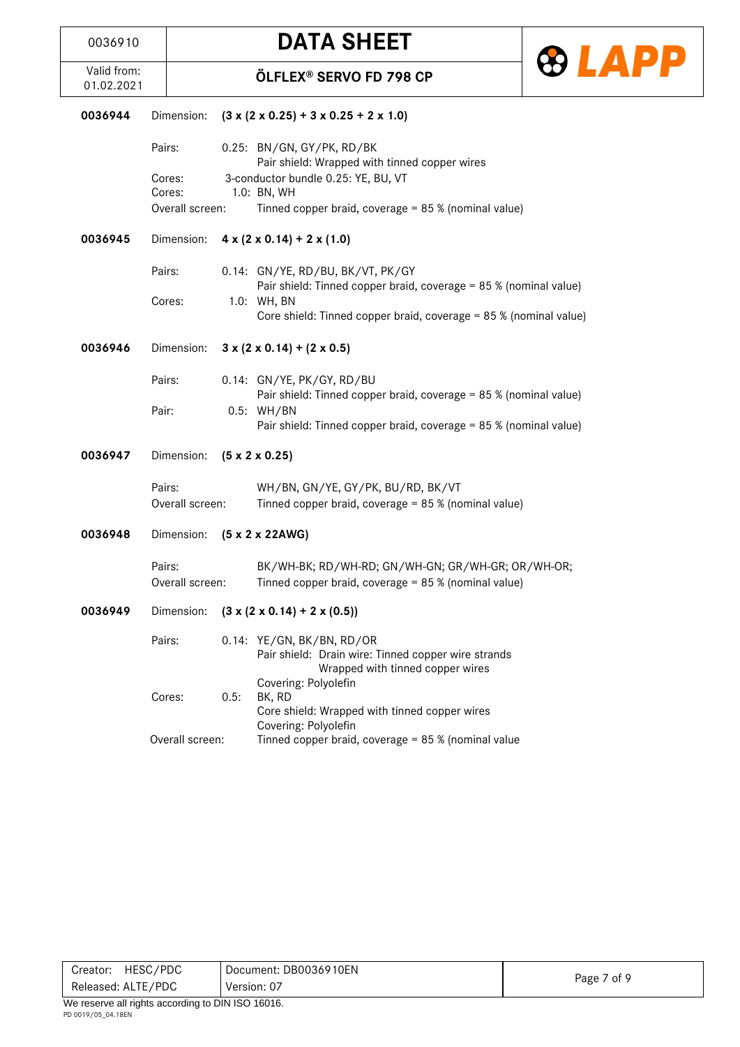**0036944** Dimension: **(3 x (2 x 0.25) + 3 x 0.25 + 2 x 1.0)**

Pairs: 0.25: BN/GN, GY/PK, RD/BK
Pair shield: Wrapped with tinned copper wires
Cores: 3-conductor bundle 0.25: YE, BU, VT
Cores: 1.0: BN, WH
Overall screen: Tinned copper braid, coverage = 85 % (nominal value)

**0036945** Dimension: **4 x (2 x 0.14) + 2 x (1.0)**

Pairs: 0.14: GN/YE, RD/BU, BK/VT, PK/GY
Pair shield: Tinned copper braid, coverage = 85 % (nominal value)
Cores: 1.0: WH, BN
Core shield: Tinned copper braid, coverage = 85 % (nominal value)

**0036946** Dimension: **3 x (2 x 0.14) + (2 x 0.5)**

Pairs: 0.14: GN/YE, PK/GY, RD/BU
Pair shield: Tinned copper braid, coverage = 85 % (nominal value)
Pair: 0.5: WH/BN
Pair shield: Tinned copper braid, coverage = 85 % (nominal value)

**0036947** Dimension: **(5 x 2 x 0.25)**

Pairs: WH/BN, GN/YE, GY/PK, BU/RD, BK/VT
Overall screen: Tinned copper braid, coverage = 85 % (nominal value)

**0036948** Dimension: **(5 x 2 x 22AWG)**

Pairs: BK/WH-BK; RD/WH-RD; GN/WH-GN; GR/WH-GR; OR/WH-OR;
Overall screen: Tinned copper braid, coverage = 85 % (nominal value)

**0036949** Dimension: **(3 x (2 x 0.14) + 2 x (0.5))**

Pairs: 0.14: YE/GN, BK/BN, RD/OR
Pair shield: Drain wire: Tinned copper wire strands
Wrapped with tinned copper wires
Covering: Polyolefin
Cores: 0.5: BK, RD
Core shield: Wrapped with tinned copper wires
Covering: Polyolefin
Overall screen: Tinned copper braid, coverage = 85 % (nominal value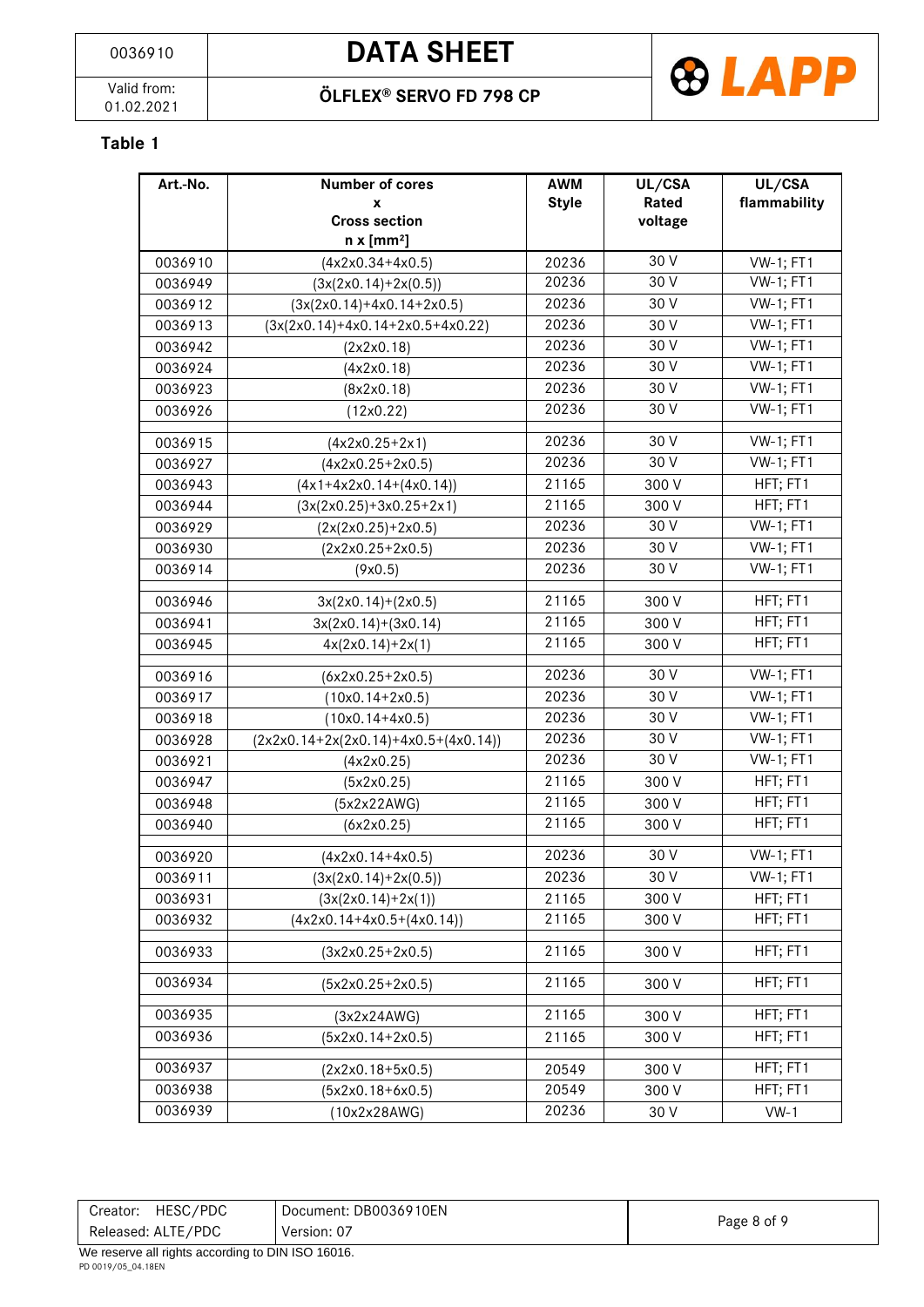## Table 1

| Art.-No. | Number of cores x Cross section n x [mm²] | AWM Style | UL/CSA Rated voltage | UL/CSA flammability |
|---|---|---|---|---|
| 0036910 | (4x2x0.34+4x0.5) | 20236 | 30 V | VW-1; FT1 |
| 0036949 | (3x(2x0.14)+2x(0.5)) | 20236 | 30 V | VW-1; FT1 |
| 0036912 | (3x(2x0.14)+4x0.14+2x0.5) | 20236 | 30 V | VW-1; FT1 |
| 0036913 | (3x(2x0.14)+4x0.14+2x0.5+4x0.22) | 20236 | 30 V | VW-1; FT1 |
| 0036942 | (2x2x0.18) | 20236 | 30 V | VW-1; FT1 |
| 0036924 | (4x2x0.18) | 20236 | 30 V | VW-1; FT1 |
| 0036923 | (8x2x0.18) | 20236 | 30 V | VW-1; FT1 |
| 0036926 | (12x0.22) | 20236 | 30 V | VW-1; FT1 |
| | | | | |
| 0036915 | (4x2x0.25+2x1) | 20236 | 30 V | VW-1; FT1 |
| 0036927 | (4x2x0.25+2x0.5) | 20236 | 30 V | VW-1; FT1 |
| 0036943 | (4x1+4x2x0.14+(4x0.14)) | 21165 | 300 V | HFT; FT1 |
| 0036944 | (3x(2x0.25)+3x0.25+2x1) | 21165 | 300 V | HFT; FT1 |
| 0036929 | (2x(2x0.25)+2x0.5) | 20236 | 30 V | VW-1; FT1 |
| 0036930 | (2x2x0.25+2x0.5) | 20236 | 30 V | VW-1; FT1 |
| 0036914 | (9x0.5) | 20236 | 30 V | VW-1; FT1 |
| | | | | |
| 0036946 | 3x(2x0.14)+(2x0.5) | 21165 | 300 V | HFT; FT1 |
| 0036941 | 3x(2x0.14)+(3x0.14) | 21165 | 300 V | HFT; FT1 |
| 0036945 | 4x(2x0.14)+2x(1) | 21165 | 300 V | HFT; FT1 |
| | | | | |
| 0036916 | (6x2x0.25+2x0.5) | 20236 | 30 V | VW-1; FT1 |
| 0036917 | (10x0.14+2x0.5) | 20236 | 30 V | VW-1; FT1 |
| 0036918 | (10x0.14+4x0.5) | 20236 | 30 V | VW-1; FT1 |
| 0036928 | (2x2x0.14+2x(2x0.14)+4x0.5+(4x0.14)) | 20236 | 30 V | VW-1; FT1 |
| 0036921 | (4x2x0.25) | 20236 | 30 V | VW-1; FT1 |
| 0036947 | (5x2x0.25) | 21165 | 300 V | HFT; FT1 |
| 0036948 | (5x2x22AWG) | 21165 | 300 V | HFT; FT1 |
| 0036940 | (6x2x0.25) | 21165 | 300 V | HFT; FT1 |
| | | | | |
| 0036920 | (4x2x0.14+4x0.5) | 20236 | 30 V | VW-1; FT1 |
| 0036911 | (3x(2x0.14)+2x(0.5)) | 20236 | 30 V | VW-1; FT1 |
| 0036931 | (3x(2x0.14)+2x(1)) | 21165 | 300 V | HFT; FT1 |
| 0036932 | (4x2x0.14+4x0.5+(4x0.14)) | 21165 | 300 V | HFT; FT1 |
| | | | | |
| 0036933 | (3x2x0.25+2x0.5) | 21165 | 300 V | HFT; FT1 |
| | | | | |
| 0036934 | (5x2x0.25+2x0.5) | 21165 | 300 V | HFT; FT1 |
| | | | | |
| 0036935 | (3x2x24AWG) | 21165 | 300 V | HFT; FT1 |
| 0036936 | (5x2x0.14+2x0.5) | 21165 | 300 V | HFT; FT1 |
| | | | | |
| 0036937 | (2x2x0.18+5x0.5) | 20549 | 300 V | HFT; FT1 |
| 0036938 | (5x2x0.18+6x0.5) | 20549 | 300 V | HFT; FT1 |
| 0036939 | (10x2x28AWG) | 20236 | 30 V | VW-1 |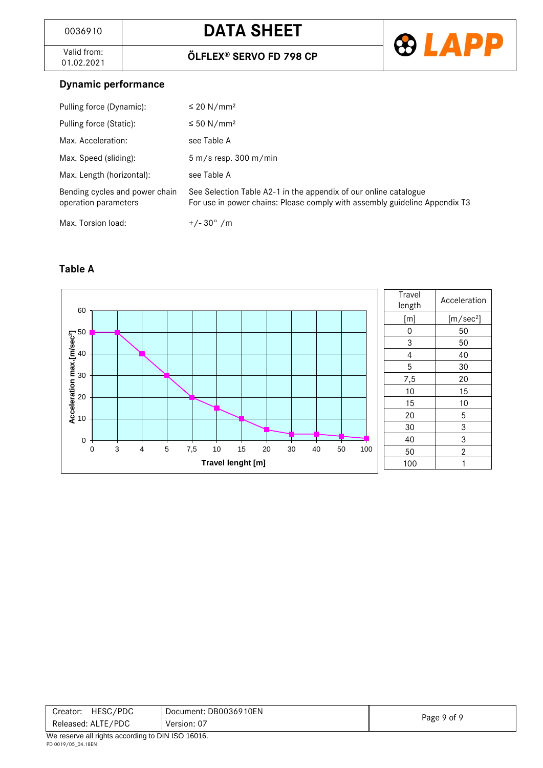## Dynamic performance

| | |
|---|---|
| Pulling force (Dynamic): | ≤ 20 N/mm² |
| Pulling force (Static): | ≤ 50 N/mm² |
| Max. Acceleration: | see Table A |
| Max. Speed (sliding): | 5 m/s resp. 300 m/min |
| Max. Length (horizontal): | see Table A |
| Bending cycles and power chain operation parameters | See Selection Table A2-1 in the appendix of our online catalogue<br>For use in power chains: Please comply with assembly guideline Appendix T3 |
| Max. Torsion load: | +/- 30° /m |

## Table A

Acceleration max.[m/sec²]

60
50
40
30
20
10
0

0 3 4 5 7,5 10 15 20 30 40 50 100

Travel lenght [m]

| Travel length | Acceleration |
|---|---|
| [m] | [m/sec²] |
| 0 | 50 |
| 3 | 50 |
| 4 | 40 |
| 5 | 30 |
| 7,5 | 20 |
| 10 | 15 |
| 15 | 10 |
| 20 | 5 |
| 30 | 3 |
| 40 | 3 |
| 50 | 2 |
| 100 | 1 |